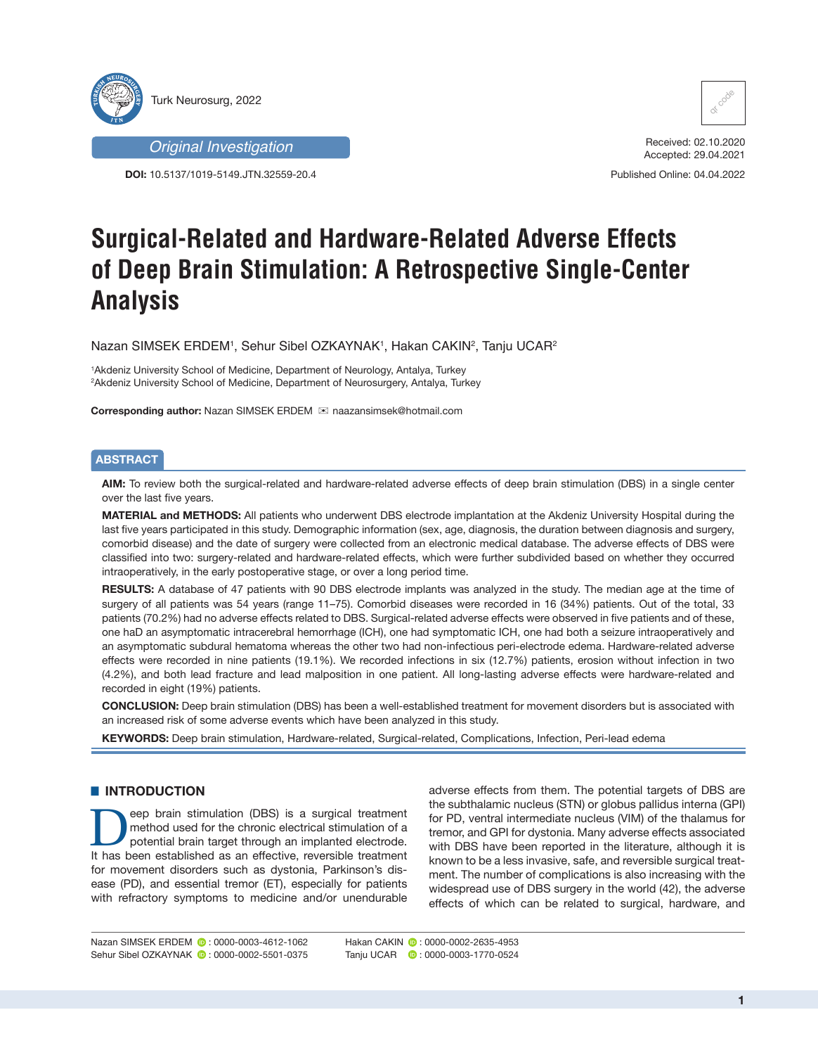Turk Neurosurg, 2022

*Original Investigation*

**DOI:** 10.5137/1019-5149.JTN.32559-20.4

Received: 02.10.2020
Accepted: 29.04.2021

Published Online: 04.04.2022

# Surgical-Related and Hardware-Related Adverse Effects of Deep Brain Stimulation: A Retrospective Single-Center Analysis

Nazan SIMSEK ERDEM[1], Sehur Sibel OZKAYNAK[1], Hakan CAKIN[2], Tanju UCAR[2]

[1]Akdeniz University School of Medicine, Department of Neurology, Antalya, Turkey
[2]Akdeniz University School of Medicine, Department of Neurosurgery, Antalya, Turkey

**Corresponding author:** Nazan SIMSEK ERDEM ✉ naazansimsek@hotmail.com

## ABSTRACT

**AIM:** To review both the surgical-related and hardware-related adverse effects of deep brain stimulation (DBS) in a single center over the last five years.

**MATERIAL and METHODS:** All patients who underwent DBS electrode implantation at the Akdeniz University Hospital during the last five years participated in this study. Demographic information (sex, age, diagnosis, the duration between diagnosis and surgery, comorbid disease) and the date of surgery were collected from an electronic medical database. The adverse effects of DBS were classified into two: surgery-related and hardware-related effects, which were further subdivided based on whether they occurred intraoperatively, in the early postoperative stage, or over a long period time.

**RESULTS:** A database of 47 patients with 90 DBS electrode implants was analyzed in the study. The median age at the time of surgery of all patients was 54 years (range 11–75). Comorbid diseases were recorded in 16 (34%) patients. Out of the total, 33 patients (70.2%) had no adverse effects related to DBS. Surgical-related adverse effects were observed in five patients and of these, one haD an asymptomatic intracerebral hemorrhage (ICH), one had symptomatic ICH, one had both a seizure intraoperatively and an asymptomatic subdural hematoma whereas the other two had non-infectious peri-electrode edema. Hardware-related adverse effects were recorded in nine patients (19.1%). We recorded infections in six (12.7%) patients, erosion without infection in two (4.2%), and both lead fracture and lead malposition in one patient. All long-lasting adverse effects were hardware-related and recorded in eight (19%) patients.

**CONCLUSION:** Deep brain stimulation (DBS) has been a well-established treatment for movement disorders but is associated with an increased risk of some adverse events which have been analyzed in this study.

**KEYWORDS:** Deep brain stimulation, Hardware-related, Surgical-related, Complications, Infection, Peri-lead edema

## INTRODUCTION

Deep brain stimulation (DBS) is a surgical treatment method used for the chronic electrical stimulation of a potential brain target through an implanted electrode. It has been established as an effective, reversible treatment for movement disorders such as dystonia, Parkinson's disease (PD), and essential tremor (ET), especially for patients with refractory symptoms to medicine and/or unendurable adverse effects from them. The potential targets of DBS are the subthalamic nucleus (STN) or globus pallidus interna (GPI) for PD, ventral intermediate nucleus (VIM) of the thalamus for tremor, and GPI for dystonia. Many adverse effects associated with DBS have been reported in the literature, although it is known to be a less invasive, safe, and reversible surgical treatment. The number of complications is also increasing with the widespread use of DBS surgery in the world (42), the adverse effects of which can be related to surgical, hardware, and

Nazan SIMSEK ERDEM : 0000-0003-4612-1062
Sehur Sibel OZKAYNAK : 0000-0002-5501-0375
Hakan CAKIN : 0000-0002-2635-4953
Tanju UCAR : 0000-0003-1770-0524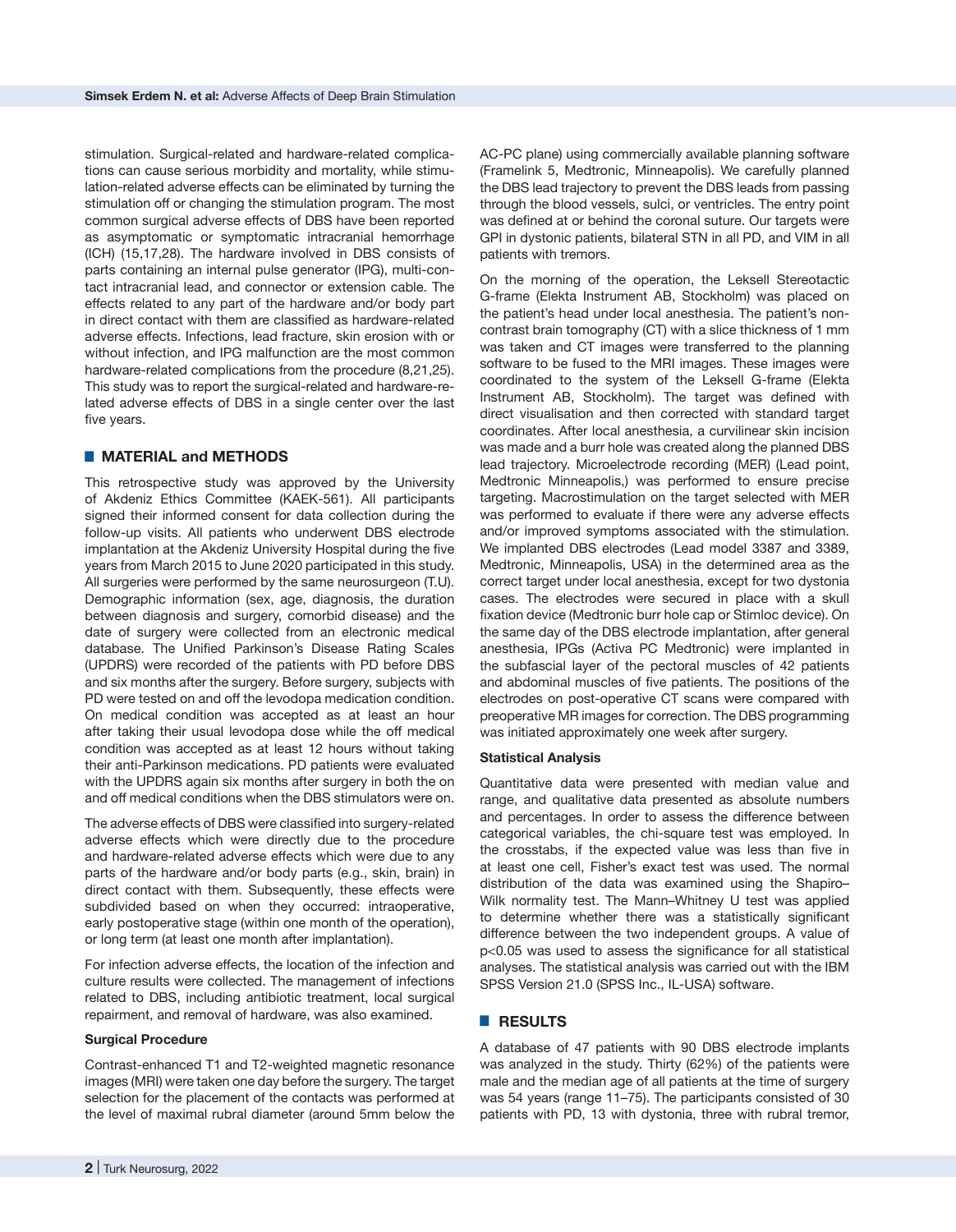stimulation. Surgical-related and hardware-related complications can cause serious morbidity and mortality, while stimulation-related adverse effects can be eliminated by turning the stimulation off or changing the stimulation program. The most common surgical adverse effects of DBS have been reported as asymptomatic or symptomatic intracranial hemorrhage (ICH) (15,17,28). The hardware involved in DBS consists of parts containing an internal pulse generator (IPG), multi-contact intracranial lead, and connector or extension cable. The effects related to any part of the hardware and/or body part in direct contact with them are classified as hardware-related adverse effects. Infections, lead fracture, skin erosion with or without infection, and IPG malfunction are the most common hardware-related complications from the procedure (8,21,25). This study was to report the surgical-related and hardware-related adverse effects of DBS in a single center over the last five years.

## MATERIAL and METHODS

This retrospective study was approved by the University of Akdeniz Ethics Committee (KAEK-561). All participants signed their informed consent for data collection during the follow-up visits. All patients who underwent DBS electrode implantation at the Akdeniz University Hospital during the five years from March 2015 to June 2020 participated in this study. All surgeries were performed by the same neurosurgeon (T.U). Demographic information (sex, age, diagnosis, the duration between diagnosis and surgery, comorbid disease) and the date of surgery were collected from an electronic medical database. The Unified Parkinson's Disease Rating Scales (UPDRS) were recorded of the patients with PD before DBS and six months after the surgery. Before surgery, subjects with PD were tested on and off the levodopa medication condition. On medical condition was accepted as at least an hour after taking their usual levodopa dose while the off medical condition was accepted as at least 12 hours without taking their anti-Parkinson medications. PD patients were evaluated with the UPDRS again six months after surgery in both the on and off medical conditions when the DBS stimulators were on.

The adverse effects of DBS were classified into surgery-related adverse effects which were directly due to the procedure and hardware-related adverse effects which were due to any parts of the hardware and/or body parts (e.g., skin, brain) in direct contact with them. Subsequently, these effects were subdivided based on when they occurred: intraoperative, early postoperative stage (within one month of the operation), or long term (at least one month after implantation).

For infection adverse effects, the location of the infection and culture results were collected. The management of infections related to DBS, including antibiotic treatment, local surgical repairment, and removal of hardware, was also examined.

### Surgical Procedure

Contrast-enhanced T1 and T2-weighted magnetic resonance images (MRI) were taken one day before the surgery. The target selection for the placement of the contacts was performed at the level of maximal rubral diameter (around 5mm below the AC-PC plane) using commercially available planning software (Framelink 5, Medtronic, Minneapolis). We carefully planned the DBS lead trajectory to prevent the DBS leads from passing through the blood vessels, sulci, or ventricles. The entry point was defined at or behind the coronal suture. Our targets were GPI in dystonic patients, bilateral STN in all PD, and VIM in all patients with tremors.

On the morning of the operation, the Leksell Stereotactic G-frame (Elekta Instrument AB, Stockholm) was placed on the patient's head under local anesthesia. The patient's non-contrast brain tomography (CT) with a slice thickness of 1 mm was taken and CT images were transferred to the planning software to be fused to the MRI images. These images were coordinated to the system of the Leksell G-frame (Elekta Instrument AB, Stockholm). The target was defined with direct visualisation and then corrected with standard target coordinates. After local anesthesia, a curvilinear skin incision was made and a burr hole was created along the planned DBS lead trajectory. Microelectrode recording (MER) (Lead point, Medtronic Minneapolis,) was performed to ensure precise targeting. Macrostimulation on the target selected with MER was performed to evaluate if there were any adverse effects and/or improved symptoms associated with the stimulation. We implanted DBS electrodes (Lead model 3387 and 3389, Medtronic, Minneapolis, USA) in the determined area as the correct target under local anesthesia, except for two dystonia cases. The electrodes were secured in place with a skull fixation device (Medtronic burr hole cap or Stimloc device). On the same day of the DBS electrode implantation, after general anesthesia, IPGs (Activa PC Medtronic) were implanted in the subfascial layer of the pectoral muscles of 42 patients and abdominal muscles of five patients. The positions of the electrodes on post-operative CT scans were compared with preoperative MR images for correction. The DBS programming was initiated approximately one week after surgery.

### Statistical Analysis

Quantitative data were presented with median value and range, and qualitative data presented as absolute numbers and percentages. In order to assess the difference between categorical variables, the chi-square test was employed. In the crosstabs, if the expected value was less than five in at least one cell, Fisher's exact test was used. The normal distribution of the data was examined using the Shapiro–Wilk normality test. The Mann–Whitney U test was applied to determine whether there was a statistically significant difference between the two independent groups. A value of $p<0.05$ was used to assess the significance for all statistical analyses. The statistical analysis was carried out with the IBM SPSS Version 21.0 (SPSS Inc., IL-USA) software.

## RESULTS

A database of 47 patients with 90 DBS electrode implants was analyzed in the study. Thirty (62%) of the patients were male and the median age of all patients at the time of surgery was 54 years (range 11–75). The participants consisted of 30 patients with PD, 13 with dystonia, three with rubral tremor,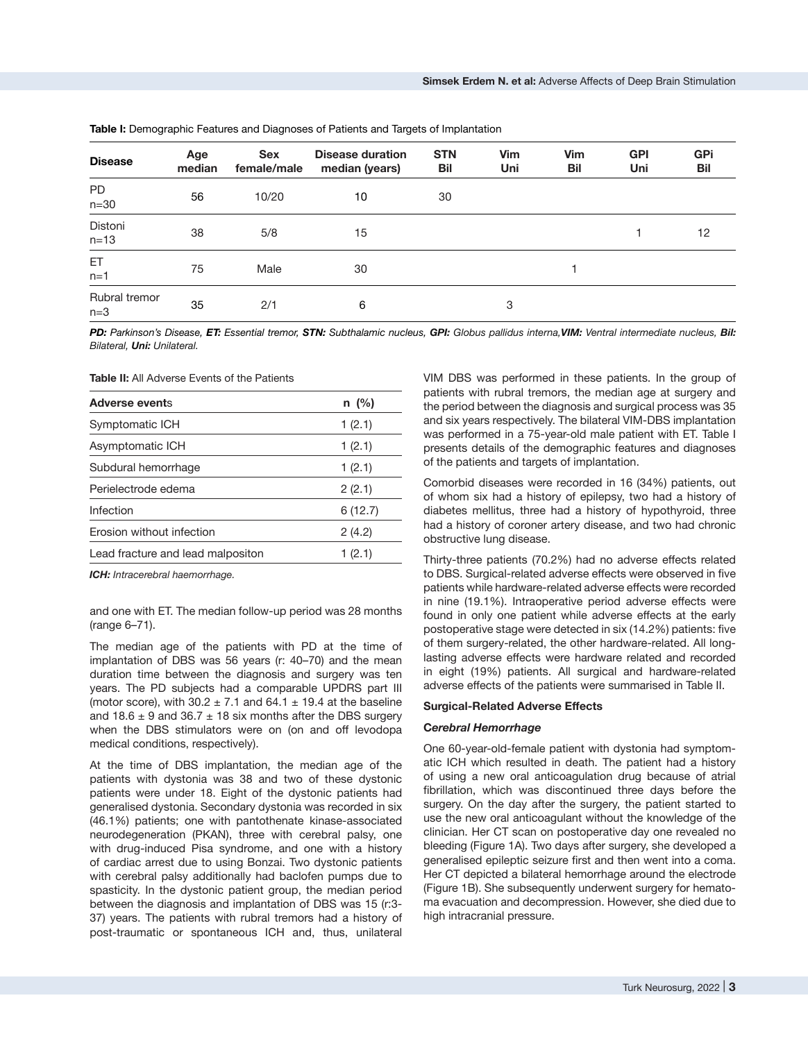**Table I:** Demographic Features and Diagnoses of Patients and Targets of Implantation

| Disease | Age median | Sex female/male | Disease duration median (years) | STN Bil | Vim Uni | Vim Bil | GPI Uni | GPi Bil |
|---|---|---|---|---|---|---|---|---|
| PD n=30 | 56 | 10/20 | 10 | 30 | | | | |
| Distoni n=13 | 38 | 5/8 | 15 | | | | 1 | 12 |
| ET n=1 | 75 | Male | 30 | | | 1 | | |
| Rubral tremor n=3 | 35 | 2/1 | 6 | | 3 | | | |

***PD:** Parkinson's Disease, **ET:** Essential tremor, **STN:** Subthalamic nucleus, **GPI:** Globus pallidus interna,**VIM:** Ventral intermediate nucleus, **Bil:** Bilateral, **Uni:** Unilateral.*

**Table II:** All Adverse Events of the Patients

| **Adverse event**s | **n (%)** |
|---|---|
| Symptomatic ICH | 1 (2.1) |
| Asymptomatic ICH | 1 (2.1) |
| Subdural hemorrhage | 1 (2.1) |
| Perielectrode edema | 2 (2.1) |
| Infection | 6 (12.7) |
| Erosion without infection | 2 (4.2) |
| Lead fracture and lead malpositon | 1 (2.1) |

***ICH:** Intracerebral haemorrhage.*

and one with ET. The median follow-up period was 28 months (range 6–71).

The median age of the patients with PD at the time of implantation of DBS was 56 years (r: 40–70) and the mean duration time between the diagnosis and surgery was ten years. The PD subjects had a comparable UPDRS part III (motor score), with $30.2 \pm 7.1$ and $64.1 \pm 19.4$ at the baseline and $18.6 \pm 9$ and $36.7 \pm 18$ six months after the DBS surgery when the DBS stimulators were on (on and off levodopa medical conditions, respectively).

At the time of DBS implantation, the median age of the patients with dystonia was 38 and two of these dystonic patients were under 18. Eight of the dystonic patients had generalised dystonia. Secondary dystonia was recorded in six (46.1%) patients; one with pantothenate kinase-associated neurodegeneration (PKAN), three with cerebral palsy, one with drug-induced Pisa syndrome, and one with a history of cardiac arrest due to using Bonzai. Two dystonic patients with cerebral palsy additionally had baclofen pumps due to spasticity. In the dystonic patient group, the median period between the diagnosis and implantation of DBS was 15 (r:3-37) years. The patients with rubral tremors had a history of post-traumatic or spontaneous ICH and, thus, unilateral VIM DBS was performed in these patients. In the group of patients with rubral tremors, the median age at surgery and the period between the diagnosis and surgical process was 35 and six years respectively. The bilateral VIM-DBS implantation was performed in a 75-year-old male patient with ET. Table I presents details of the demographic features and diagnoses of the patients and targets of implantation.

Comorbid diseases were recorded in 16 (34%) patients, out of whom six had a history of epilepsy, two had a history of diabetes mellitus, three had a history of hypothyroid, three had a history of coroner artery disease, and two had chronic obstructive lung disease.

Thirty-three patients (70.2%) had no adverse effects related to DBS. Surgical-related adverse effects were observed in five patients while hardware-related adverse effects were recorded in nine (19.1%). Intraoperative period adverse effects were found in only one patient while adverse effects at the early postoperative stage were detected in six (14.2%) patients: five of them surgery-related, the other hardware-related. All long-lasting adverse effects were hardware related and recorded in eight (19%) patients. All surgical and hardware-related adverse effects of the patients were summarised in Table II.

### Surgical-Related Adverse Effects

#### *Cerebral Hemorrhage*

One 60-year-old-female patient with dystonia had symptomatic ICH which resulted in death. The patient had a history of using a new oral anticoagulation drug because of atrial fibrillation, which was discontinued three days before the surgery. On the day after the surgery, the patient started to use the new oral anticoagulant without the knowledge of the clinician. Her CT scan on postoperative day one revealed no bleeding (Figure 1A). Two days after surgery, she developed a generalised epileptic seizure first and then went into a coma. Her CT depicted a bilateral hemorrhage around the electrode (Figure 1B). She subsequently underwent surgery for hematoma evacuation and decompression. However, she died due to high intracranial pressure.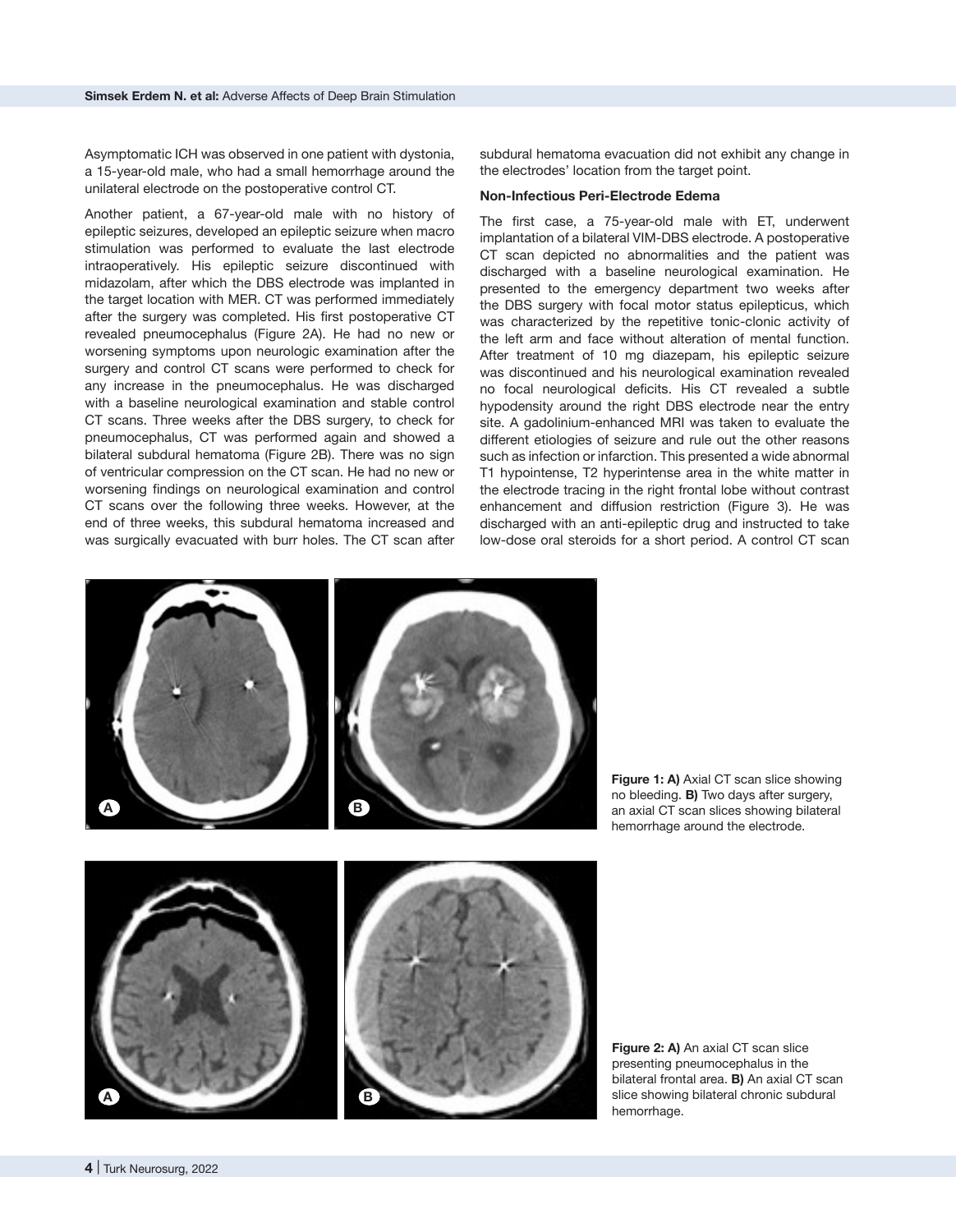Asymptomatic ICH was observed in one patient with dystonia, a 15-year-old male, who had a small hemorrhage around the unilateral electrode on the postoperative control CT.

Another patient, a 67-year-old male with no history of epileptic seizures, developed an epileptic seizure when macro stimulation was performed to evaluate the last electrode intraoperatively. His epileptic seizure discontinued with midazolam, after which the DBS electrode was implanted in the target location with MER. CT was performed immediately after the surgery was completed. His first postoperative CT revealed pneumocephalus (Figure 2A). He had no new or worsening symptoms upon neurologic examination after the surgery and control CT scans were performed to check for any increase in the pneumocephalus. He was discharged with a baseline neurological examination and stable control CT scans. Three weeks after the DBS surgery, to check for pneumocephalus, CT was performed again and showed a bilateral subdural hematoma (Figure 2B). There was no sign of ventricular compression on the CT scan. He had no new or worsening findings on neurological examination and control CT scans over the following three weeks. However, at the end of three weeks, this subdural hematoma increased and was surgically evacuated with burr holes. The CT scan after subdural hematoma evacuation did not exhibit any change in the electrodes' location from the target point.

### Non-Infectious Peri-Electrode Edema

The first case, a 75-year-old male with ET, underwent implantation of a bilateral VIM-DBS electrode. A postoperative CT scan depicted no abnormalities and the patient was discharged with a baseline neurological examination. He presented to the emergency department two weeks after the DBS surgery with focal motor status epilepticus, which was characterized by the repetitive tonic-clonic activity of the left arm and face without alteration of mental function. After treatment of 10 mg diazepam, his epileptic seizure was discontinued and his neurological examination revealed no focal neurological deficits. His CT revealed a subtle hypodensity around the right DBS electrode near the entry site. A gadolinium-enhanced MRI was taken to evaluate the different etiologies of seizure and rule out the other reasons such as infection or infarction. This presented a wide abnormal T1 hypointense, T2 hyperintense area in the white matter in the electrode tracing in the right frontal lobe without contrast enhancement and diffusion restriction (Figure 3). He was discharged with an anti-epileptic drug and instructed to take low-dose oral steroids for a short period. A control CT scan

**Figure 1: A)** Axial CT scan slice showing no bleeding. **B)** Two days after surgery, an axial CT scan slices showing bilateral hemorrhage around the electrode.

**Figure 2: A)** An axial CT scan slice presenting pneumocephalus in the bilateral frontal area. **B)** An axial CT scan slice showing bilateral chronic subdural hemorrhage.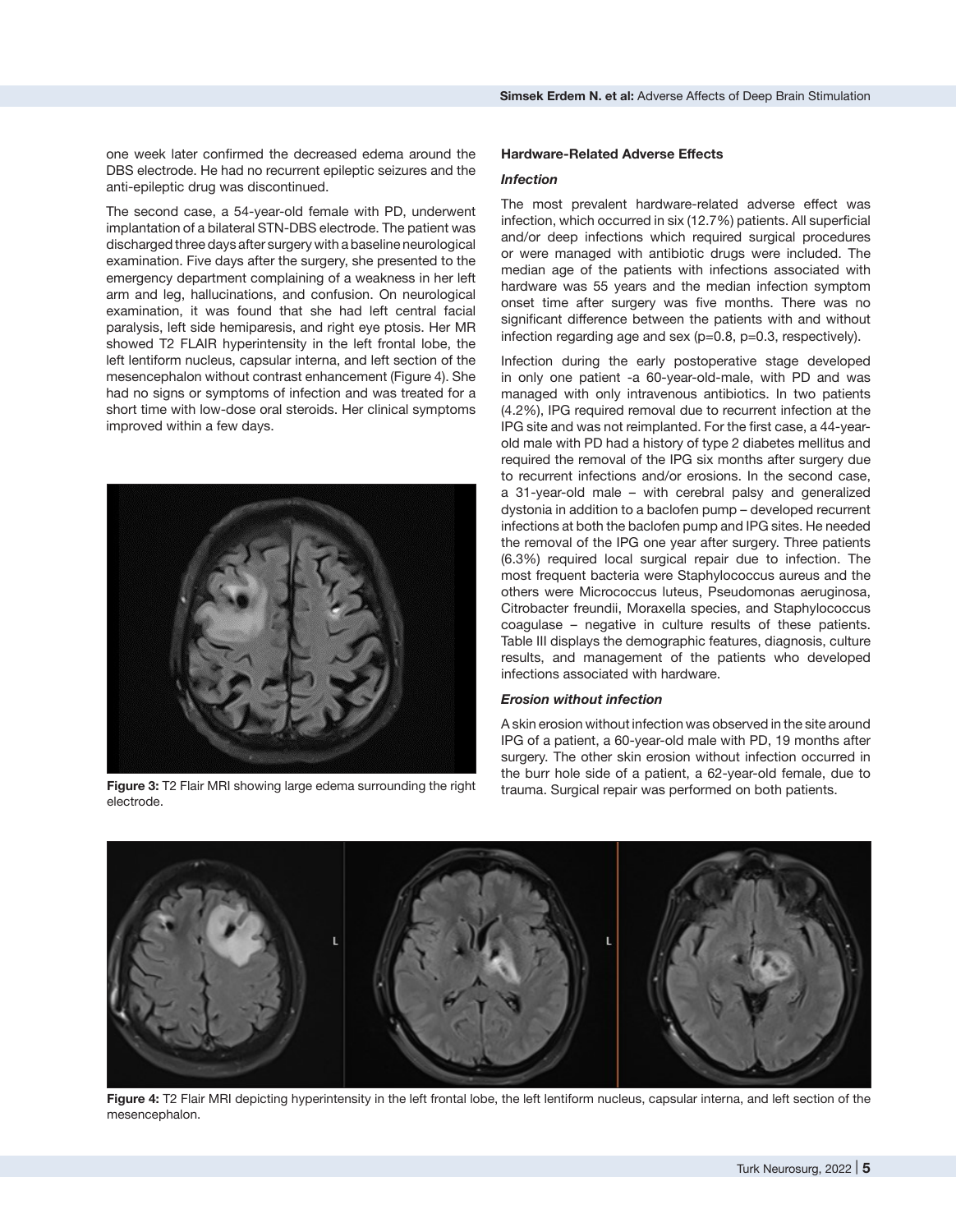one week later confirmed the decreased edema around the DBS electrode. He had no recurrent epileptic seizures and the anti-epileptic drug was discontinued.

The second case, a 54-year-old female with PD, underwent implantation of a bilateral STN-DBS electrode. The patient was discharged three days after surgery with a baseline neurological examination. Five days after the surgery, she presented to the emergency department complaining of a weakness in her left arm and leg, hallucinations, and confusion. On neurological examination, it was found that she had left central facial paralysis, left side hemiparesis, and right eye ptosis. Her MR showed T2 FLAIR hyperintensity in the left frontal lobe, the left lentiform nucleus, capsular interna, and left section of the mesencephalon without contrast enhancement (Figure 4). She had no signs or symptoms of infection and was treated for a short time with low-dose oral steroids. Her clinical symptoms improved within a few days.

**Figure 3:** T2 Flair MRI showing large edema surrounding the right electrode.

### Hardware-Related Adverse Effects

#### *Infection*

The most prevalent hardware-related adverse effect was infection, which occurred in six (12.7%) patients. All superficial and/or deep infections which required surgical procedures or were managed with antibiotic drugs were included. The median age of the patients with infections associated with hardware was 55 years and the median infection symptom onset time after surgery was five months. There was no significant difference between the patients with and without infection regarding age and sex (p=0.8, p=0.3, respectively).

Infection during the early postoperative stage developed in only one patient -a 60-year-old-male, with PD and was managed with only intravenous antibiotics. In two patients (4.2%), IPG required removal due to recurrent infection at the IPG site and was not reimplanted. For the first case, a 44-year-old male with PD had a history of type 2 diabetes mellitus and required the removal of the IPG six months after surgery due to recurrent infections and/or erosions. In the second case, a 31-year-old male – with cerebral palsy and generalized dystonia in addition to a baclofen pump – developed recurrent infections at both the baclofen pump and IPG sites. He needed the removal of the IPG one year after surgery. Three patients (6.3%) required local surgical repair due to infection. The most frequent bacteria were Staphylococcus aureus and the others were Micrococcus luteus, Pseudomonas aeruginosa, Citrobacter freundii, Moraxella species, and Staphylococcus coagulase – negative in culture results of these patients. Table III displays the demographic features, diagnosis, culture results, and management of the patients who developed infections associated with hardware.

#### *Erosion without infection*

A skin erosion without infection was observed in the site around IPG of a patient, a 60-year-old male with PD, 19 months after surgery. The other skin erosion without infection occurred in the burr hole side of a patient, a 62-year-old female, due to trauma. Surgical repair was performed on both patients.

**Figure 4:** T2 Flair MRI depicting hyperintensity in the left frontal lobe, the left lentiform nucleus, capsular interna, and left section of the mesencephalon.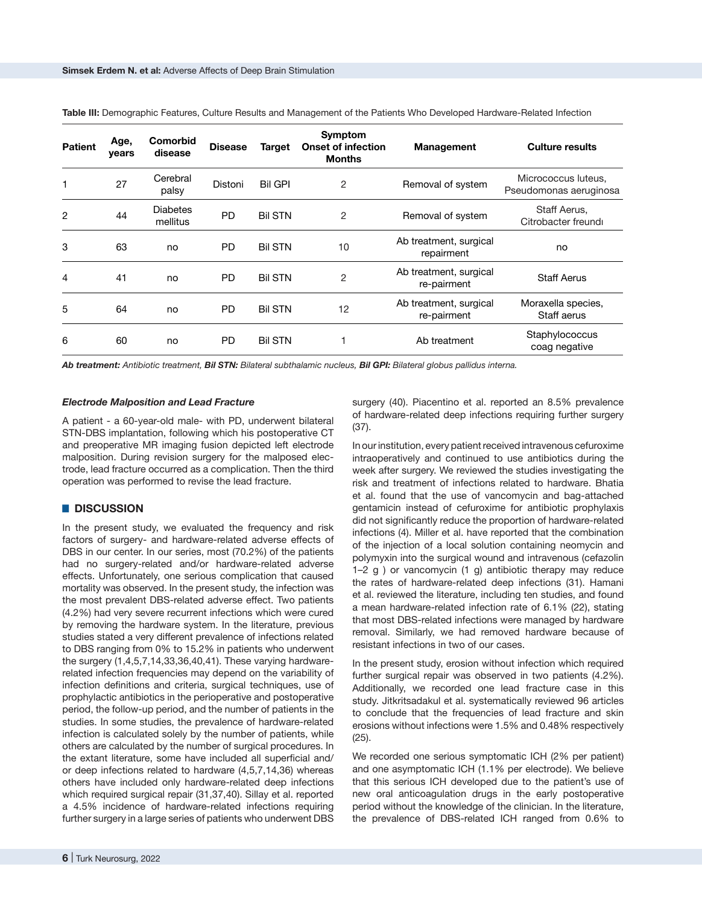**Table III:** Demographic Features, Culture Results and Management of the Patients Who Developed Hardware-Related Infection

| Patient | Age, years | Comorbid disease | Disease | Target | Symptom Onset of infection Months | Management | Culture results |
|---|---|---|---|---|---|---|---|
| 1 | 27 | Cerebral palsy | Distoni | Bil GPI | 2 | Removal of system | Micrococcus luteus, Pseudomonas aeruginosa |
| 2 | 44 | Diabetes mellitus | PD | Bil STN | 2 | Removal of system | Staff Aerus, Citrobacter freundı |
| 3 | 63 | no | PD | Bil STN | 10 | Ab treatment, surgical repairment | no |
| 4 | 41 | no | PD | Bil STN | 2 | Ab treatment, surgical re-pairment | Staff Aerus |
| 5 | 64 | no | PD | Bil STN | 12 | Ab treatment, surgical re-pairment | Moraxella species, Staff aerus |
| 6 | 60 | no | PD | Bil STN | 1 | Ab treatment | Staphylococcus coag negative |

***Ab treatment:** Antibiotic treatment, **Bil STN:** Bilateral subthalamic nucleus, **Bil GPI:** Bilateral globus pallidus interna.*

### *Electrode Malposition and Lead Fracture*

A patient - a 60-year-old male- with PD, underwent bilateral STN-DBS implantation, following which his postoperative CT and preoperative MR imaging fusion depicted left electrode malposition. During revision surgery for the malposed electrode, lead fracture occurred as a complication. Then the third operation was performed to revise the lead fracture.

## DISCUSSION

In the present study, we evaluated the frequency and risk factors of surgery- and hardware-related adverse effects of DBS in our center. In our series, most (70.2%) of the patients had no surgery-related and/or hardware-related adverse effects. Unfortunately, one serious complication that caused mortality was observed. In the present study, the infection was the most prevalent DBS-related adverse effect. Two patients (4.2%) had very severe recurrent infections which were cured by removing the hardware system. In the literature, previous studies stated a very different prevalence of infections related to DBS ranging from 0% to 15.2% in patients who underwent the surgery (1,4,5,7,14,33,36,40,41). These varying hardware-related infection frequencies may depend on the variability of infection definitions and criteria, surgical techniques, use of prophylactic antibiotics in the perioperative and postoperative period, the follow-up period, and the number of patients in the studies. In some studies, the prevalence of hardware-related infection is calculated solely by the number of patients, while others are calculated by the number of surgical procedures. In the extant literature, some have included all superficial and/or deep infections related to hardware (4,5,7,14,36) whereas others have included only hardware-related deep infections which required surgical repair (31,37,40). Sillay et al. reported a 4.5% incidence of hardware-related infections requiring further surgery in a large series of patients who underwent DBS surgery (40). Piacentino et al. reported an 8.5% prevalence of hardware-related deep infections requiring further surgery (37).

In our institution, every patient received intravenous cefuroxime intraoperatively and continued to use antibiotics during the week after surgery. We reviewed the studies investigating the risk and treatment of infections related to hardware. Bhatia et al. found that the use of vancomycin and bag-attached gentamicin instead of cefuroxime for antibiotic prophylaxis did not significantly reduce the proportion of hardware-related infections (4). Miller et al. have reported that the combination of the injection of a local solution containing neomycin and polymyxin into the surgical wound and intravenous (cefazolin 1–2 g ) or vancomycin (1 g) antibiotic therapy may reduce the rates of hardware-related deep infections (31). Hamani et al. reviewed the literature, including ten studies, and found a mean hardware-related infection rate of 6.1% (22), stating that most DBS-related infections were managed by hardware removal. Similarly, we had removed hardware because of resistant infections in two of our cases.

In the present study, erosion without infection which required further surgical repair was observed in two patients (4.2%). Additionally, we recorded one lead fracture case in this study. Jitkritsadakul et al. systematically reviewed 96 articles to conclude that the frequencies of lead fracture and skin erosions without infections were 1.5% and 0.48% respectively (25).

We recorded one serious symptomatic ICH (2% per patient) and one asymptomatic ICH (1.1% per electrode). We believe that this serious ICH developed due to the patient's use of new oral anticoagulation drugs in the early postoperative period without the knowledge of the clinician. In the literature, the prevalence of DBS-related ICH ranged from 0.6% to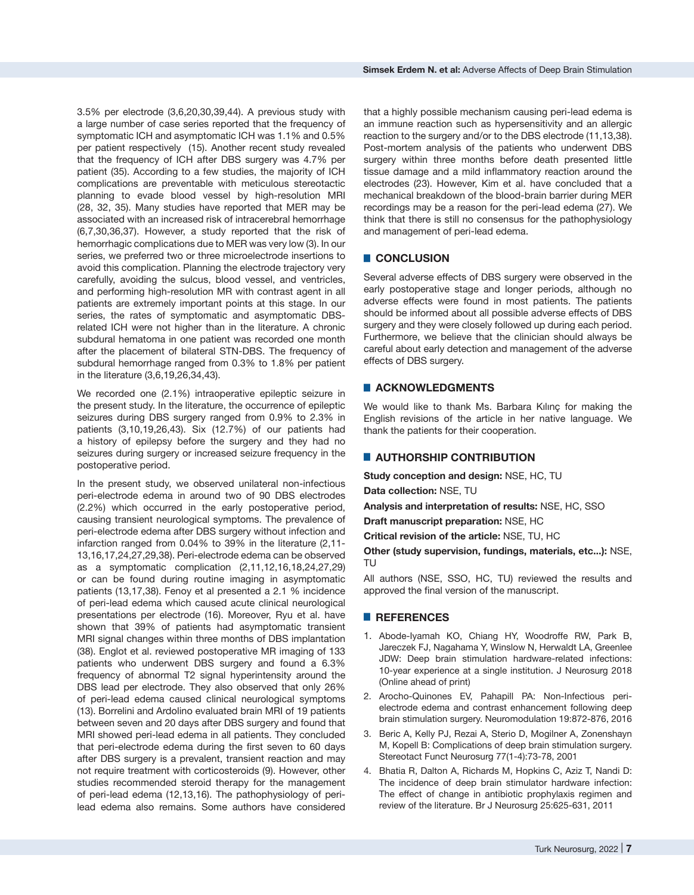3.5% per electrode (3,6,20,30,39,44). A previous study with a large number of case series reported that the frequency of symptomatic ICH and asymptomatic ICH was 1.1% and 0.5% per patient respectively (15). Another recent study revealed that the frequency of ICH after DBS surgery was 4.7% per patient (35). According to a few studies, the majority of ICH complications are preventable with meticulous stereotactic planning to evade blood vessel by high-resolution MRI (28, 32, 35). Many studies have reported that MER may be associated with an increased risk of intracerebral hemorrhage (6,7,30,36,37). However, a study reported that the risk of hemorrhagic complications due to MER was very low (3). In our series, we preferred two or three microelectrode insertions to avoid this complication. Planning the electrode trajectory very carefully, avoiding the sulcus, blood vessel, and ventricles, and performing high-resolution MR with contrast agent in all patients are extremely important points at this stage. In our series, the rates of symptomatic and asymptomatic DBS-related ICH were not higher than in the literature. A chronic subdural hematoma in one patient was recorded one month after the placement of bilateral STN-DBS. The frequency of subdural hemorrhage ranged from 0.3% to 1.8% per patient in the literature (3,6,19,26,34,43).

We recorded one (2.1%) intraoperative epileptic seizure in the present study. In the literature, the occurrence of epileptic seizures during DBS surgery ranged from 0.9% to 2.3% in patients (3,10,19,26,43). Six (12.7%) of our patients had a history of epilepsy before the surgery and they had no seizures during surgery or increased seizure frequency in the postoperative period.

In the present study, we observed unilateral non-infectious peri-electrode edema in around two of 90 DBS electrodes (2.2%) which occurred in the early postoperative period, causing transient neurological symptoms. The prevalence of peri-electrode edema after DBS surgery without infection and infarction ranged from 0.04% to 39% in the literature (2,11-13,16,17,24,27,29,38). Peri-electrode edema can be observed as a symptomatic complication (2,11,12,16,18,24,27,29) or can be found during routine imaging in asymptomatic patients (13,17,38). Fenoy et al presented a 2.1 % incidence of peri-lead edema which caused acute clinical neurological presentations per electrode (16). Moreover, Ryu et al. have shown that 39% of patients had asymptomatic transient MRI signal changes within three months of DBS implantation (38). Englot et al. reviewed postoperative MR imaging of 133 patients who underwent DBS surgery and found a 6.3% frequency of abnormal T2 signal hyperintensity around the DBS lead per electrode. They also observed that only 26% of peri-lead edema caused clinical neurological symptoms (13). Borrelini and Ardolino evaluated brain MRI of 19 patients between seven and 20 days after DBS surgery and found that MRI showed peri-lead edema in all patients. They concluded that peri-electrode edema during the first seven to 60 days after DBS surgery is a prevalent, transient reaction and may not require treatment with corticosteroids (9). However, other studies recommended steroid therapy for the management of peri-lead edema (12,13,16). The pathophysiology of peri-lead edema also remains. Some authors have considered that a highly possible mechanism causing peri-lead edema is an immune reaction such as hypersensitivity and an allergic reaction to the surgery and/or to the DBS electrode (11,13,38). Post-mortem analysis of the patients who underwent DBS surgery within three months before death presented little tissue damage and a mild inflammatory reaction around the electrodes (23). However, Kim et al. have concluded that a mechanical breakdown of the blood-brain barrier during MER recordings may be a reason for the peri-lead edema (27). We think that there is still no consensus for the pathophysiology and management of peri-lead edema.

## CONCLUSION

Several adverse effects of DBS surgery were observed in the early postoperative stage and longer periods, although no adverse effects were found in most patients. The patients should be informed about all possible adverse effects of DBS surgery and they were closely followed up during each period. Furthermore, we believe that the clinician should always be careful about early detection and management of the adverse effects of DBS surgery.

## ACKNOWLEDGMENTS

We would like to thank Ms. Barbara Kılınç for making the English revisions of the article in her native language. We thank the patients for their cooperation.

## AUTHORSHIP CONTRIBUTION

**Study conception and design:** NSE, HC, TU

**Data collection:** NSE, TU

**Analysis and interpretation of results:** NSE, HC, SSO

**Draft manuscript preparation:** NSE, HC

**Critical revision of the article:** NSE, TU, HC

**Other (study supervision, fundings, materials, etc...):** NSE, TU

All authors (NSE, SSO, HC, TU) reviewed the results and approved the final version of the manuscript.

## REFERENCES

1. Abode-Iyamah KO, Chiang HY, Woodroffe RW, Park B, Jareczek FJ, Nagahama Y, Winslow N, Herwaldt LA, Greenlee JDW: Deep brain stimulation hardware-related infections: 10-year experience at a single institution. J Neurosurg 2018 (Online ahead of print)
2. Arocho-Quinones EV, Pahapill PA: Non-Infectious peri-electrode edema and contrast enhancement following deep brain stimulation surgery. Neuromodulation 19:872-876, 2016
3. Beric A, Kelly PJ, Rezai A, Sterio D, Mogilner A, Zonenshayn M, Kopell B: Complications of deep brain stimulation surgery. Stereotact Funct Neurosurg 77(1-4):73-78, 2001
4. Bhatia R, Dalton A, Richards M, Hopkins C, Aziz T, Nandi D: The incidence of deep brain stimulator hardware infection: The effect of change in antibiotic prophylaxis regimen and review of the literature. Br J Neurosurg 25:625-631, 2011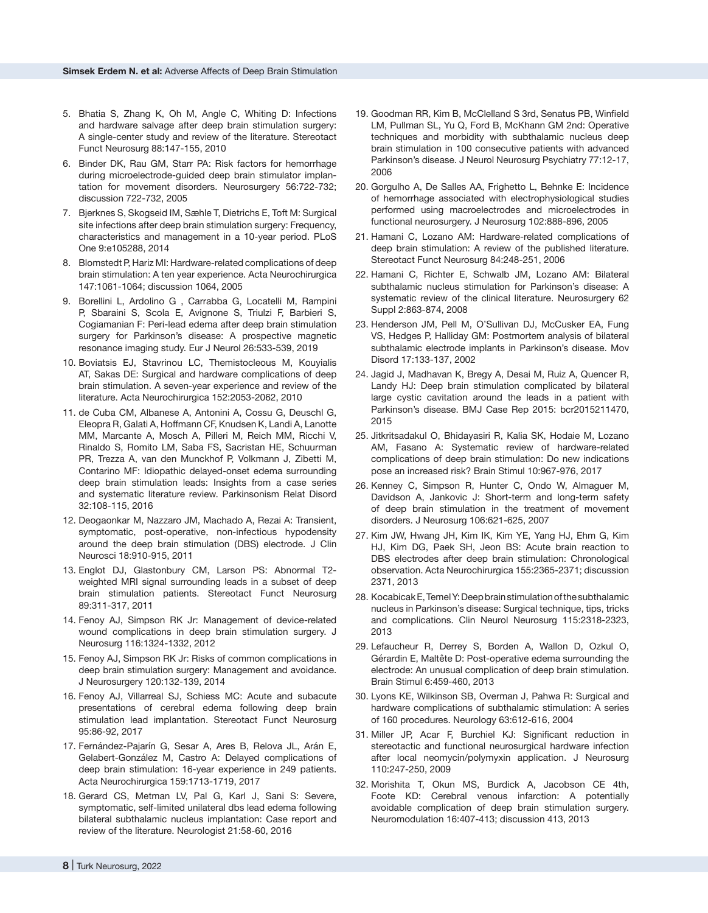5. Bhatia S, Zhang K, Oh M, Angle C, Whiting D: Infections and hardware salvage after deep brain stimulation surgery: A single-center study and review of the literature. Stereotact Funct Neurosurg 88:147-155, 2010
6. Binder DK, Rau GM, Starr PA: Risk factors for hemorrhage during microelectrode-guided deep brain stimulator implantation for movement disorders. Neurosurgery 56:722-732; discussion 722-732, 2005
7. Bjerknes S, Skogseid IM, Sæhle T, Dietrichs E, Toft M: Surgical site infections after deep brain stimulation surgery: Frequency, characteristics and management in a 10-year period. PLoS One 9:e105288, 2014
8. Blomstedt P, Hariz MI: Hardware-related complications of deep brain stimulation: A ten year experience. Acta Neurochirurgica 147:1061-1064; discussion 1064, 2005
9. Borellini L, Ardolino G , Carrabba G, Locatelli M, Rampini P, Sbaraini S, Scola E, Avignone S, Triulzi F, Barbieri S, Cogiamanian F: Peri-lead edema after deep brain stimulation surgery for Parkinson's disease: A prospective magnetic resonance imaging study. Eur J Neurol 26:533-539, 2019
10. Boviatsis EJ, Stavrinou LC, Themistocleous M, Kouyialis AT, Sakas DE: Surgical and hardware complications of deep brain stimulation. A seven-year experience and review of the literature. Acta Neurochirurgica 152:2053-2062, 2010
11. de Cuba CM, Albanese A, Antonini A, Cossu G, Deuschl G, Eleopra R, Galati A, Hoffmann CF, Knudsen K, Landi A, Lanotte MM, Marcante A, Mosch A, Pilleri M, Reich MM, Ricchi V, Rinaldo S, Romito LM, Saba FS, Sacristan HE, Schuurman PR, Trezza A, van den Munckhof P, Volkmann J, Zibetti M, Contarino MF: Idiopathic delayed-onset edema surrounding deep brain stimulation leads: Insights from a case series and systematic literature review. Parkinsonism Relat Disord 32:108-115, 2016
12. Deogaonkar M, Nazzaro JM, Machado A, Rezai A: Transient, symptomatic, post-operative, non-infectious hypodensity around the deep brain stimulation (DBS) electrode. J Clin Neurosci 18:910-915, 2011
13. Englot DJ, Glastonbury CM, Larson PS: Abnormal T2-weighted MRI signal surrounding leads in a subset of deep brain stimulation patients. Stereotact Funct Neurosurg 89:311-317, 2011
14. Fenoy AJ, Simpson RK Jr: Management of device-related wound complications in deep brain stimulation surgery. J Neurosurg 116:1324-1332, 2012
15. Fenoy AJ, Simpson RK Jr: Risks of common complications in deep brain stimulation surgery: Management and avoidance. J Neurosurgery 120:132-139, 2014
16. Fenoy AJ, Villarreal SJ, Schiess MC: Acute and subacute presentations of cerebral edema following deep brain stimulation lead implantation. Stereotact Funct Neurosurg 95:86-92, 2017
17. Fernández-Pajarín G, Sesar A, Ares B, Relova JL, Arán E, Gelabert-González M, Castro A: Delayed complications of deep brain stimulation: 16-year experience in 249 patients. Acta Neurochirurgica 159:1713-1719, 2017
18. Gerard CS, Metman LV, Pal G, Karl J, Sani S: Severe, symptomatic, self-limited unilateral dbs lead edema following bilateral subthalamic nucleus implantation: Case report and review of the literature. Neurologist 21:58-60, 2016
19. Goodman RR, Kim B, McClelland S 3rd, Senatus PB, Winfield LM, Pullman SL, Yu Q, Ford B, McKhann GM 2nd: Operative techniques and morbidity with subthalamic nucleus deep brain stimulation in 100 consecutive patients with advanced Parkinson's disease. J Neurol Neurosurg Psychiatry 77:12-17, 2006
20. Gorgulho A, De Salles AA, Frighetto L, Behnke E: Incidence of hemorrhage associated with electrophysiological studies performed using macroelectrodes and microelectrodes in functional neurosurgery. J Neurosurg 102:888-896, 2005
21. Hamani C, Lozano AM: Hardware-related complications of deep brain stimulation: A review of the published literature. Stereotact Funct Neurosurg 84:248-251, 2006
22. Hamani C, Richter E, Schwalb JM, Lozano AM: Bilateral subthalamic nucleus stimulation for Parkinson's disease: A systematic review of the clinical literature. Neurosurgery 62 Suppl 2:863-874, 2008
23. Henderson JM, Pell M, O'Sullivan DJ, McCusker EA, Fung VS, Hedges P, Halliday GM: Postmortem analysis of bilateral subthalamic electrode implants in Parkinson's disease. Mov Disord 17:133-137, 2002
24. Jagid J, Madhavan K, Bregy A, Desai M, Ruiz A, Quencer R, Landy HJ: Deep brain stimulation complicated by bilateral large cystic cavitation around the leads in a patient with Parkinson's disease. BMJ Case Rep 2015: bcr2015211470, 2015
25. Jitkritsadakul O, Bhidayasiri R, Kalia SK, Hodaie M, Lozano AM, Fasano A: Systematic review of hardware-related complications of deep brain stimulation: Do new indications pose an increased risk? Brain Stimul 10:967-976, 2017
26. Kenney C, Simpson R, Hunter C, Ondo W, Almaguer M, Davidson A, Jankovic J: Short-term and long-term safety of deep brain stimulation in the treatment of movement disorders. J Neurosurg 106:621-625, 2007
27. Kim JW, Hwang JH, Kim IK, Kim YE, Yang HJ, Ehm G, Kim HJ, Kim DG, Paek SH, Jeon BS: Acute brain reaction to DBS electrodes after deep brain stimulation: Chronological observation. Acta Neurochirurgica 155:2365-2371; discussion 2371, 2013
28. Kocabicak E, Temel Y: Deep brain stimulation of the subthalamic nucleus in Parkinson's disease: Surgical technique, tips, tricks and complications. Clin Neurol Neurosurg 115:2318-2323, 2013
29. Lefaucheur R, Derrey S, Borden A, Wallon D, Ozkul O, Gérardin E, Maltête D: Post-operative edema surrounding the electrode: An unusual complication of deep brain stimulation. Brain Stimul 6:459-460, 2013
30. Lyons KE, Wilkinson SB, Overman J, Pahwa R: Surgical and hardware complications of subthalamic stimulation: A series of 160 procedures. Neurology 63:612-616, 2004
31. Miller JP, Acar F, Burchiel KJ: Significant reduction in stereotactic and functional neurosurgical hardware infection after local neomycin/polymyxin application. J Neurosurg 110:247-250, 2009
32. Morishita T, Okun MS, Burdick A, Jacobson CE 4th, Foote KD: Cerebral venous infarction: A potentially avoidable complication of deep brain stimulation surgery. Neuromodulation 16:407-413; discussion 413, 2013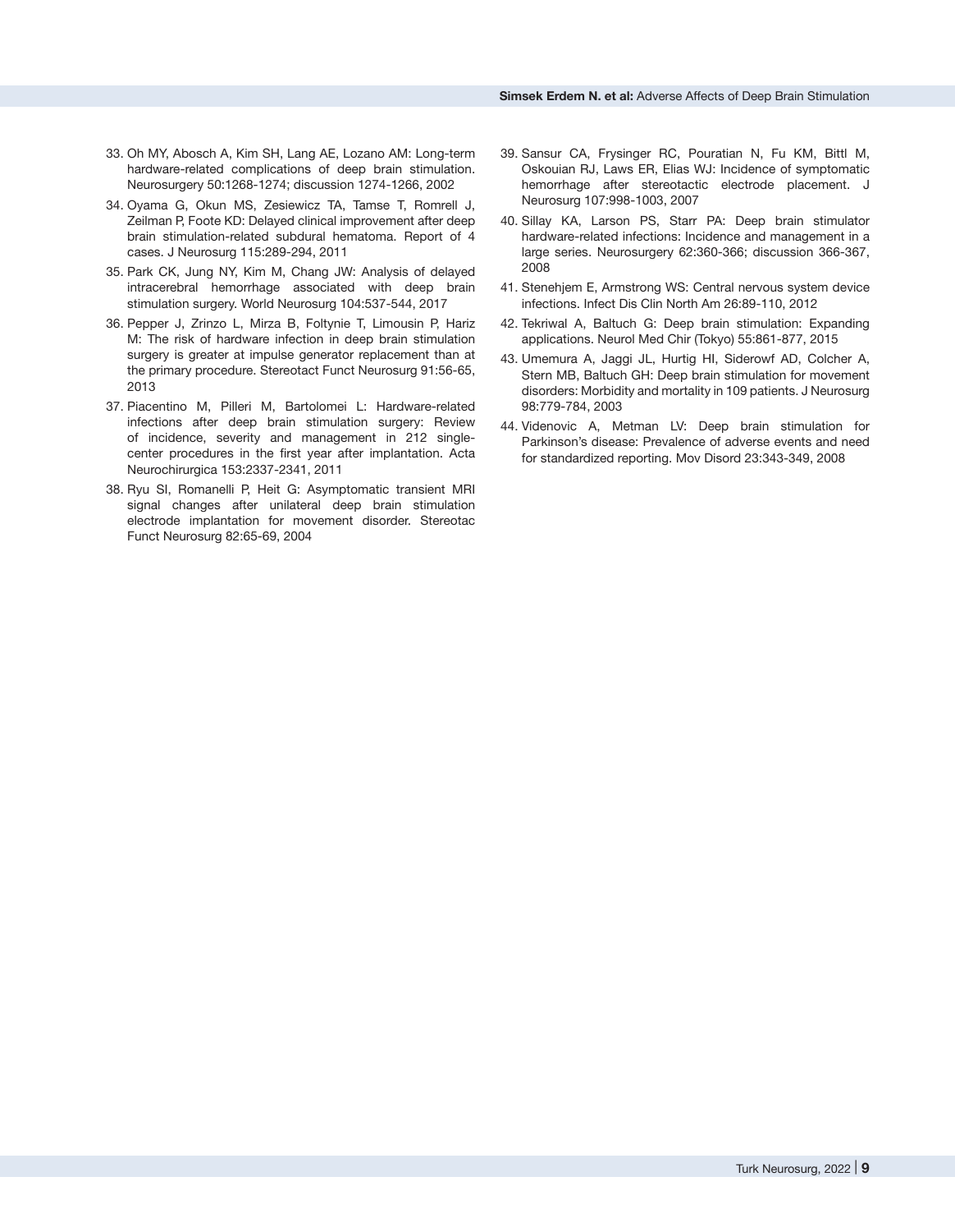33. Oh MY, Abosch A, Kim SH, Lang AE, Lozano AM: Long-term hardware-related complications of deep brain stimulation. Neurosurgery 50:1268-1274; discussion 1274-1266, 2002
34. Oyama G, Okun MS, Zesiewicz TA, Tamse T, Romrell J, Zeilman P, Foote KD: Delayed clinical improvement after deep brain stimulation-related subdural hematoma. Report of 4 cases. J Neurosurg 115:289-294, 2011
35. Park CK, Jung NY, Kim M, Chang JW: Analysis of delayed intracerebral hemorrhage associated with deep brain stimulation surgery. World Neurosurg 104:537-544, 2017
36. Pepper J, Zrinzo L, Mirza B, Foltynie T, Limousin P, Hariz M: The risk of hardware infection in deep brain stimulation surgery is greater at impulse generator replacement than at the primary procedure. Stereotact Funct Neurosurg 91:56-65, 2013
37. Piacentino M, Pilleri M, Bartolomei L: Hardware-related infections after deep brain stimulation surgery: Review of incidence, severity and management in 212 single-center procedures in the first year after implantation. Acta Neurochirurgica 153:2337-2341, 2011
38. Ryu SI, Romanelli P, Heit G: Asymptomatic transient MRI signal changes after unilateral deep brain stimulation electrode implantation for movement disorder. Stereotac Funct Neurosurg 82:65-69, 2004
39. Sansur CA, Frysinger RC, Pouratian N, Fu KM, Bittl M, Oskouian RJ, Laws ER, Elias WJ: Incidence of symptomatic hemorrhage after stereotactic electrode placement. J Neurosurg 107:998-1003, 2007
40. Sillay KA, Larson PS, Starr PA: Deep brain stimulator hardware-related infections: Incidence and management in a large series. Neurosurgery 62:360-366; discussion 366-367, 2008
41. Stenehjem E, Armstrong WS: Central nervous system device infections. Infect Dis Clin North Am 26:89-110, 2012
42. Tekriwal A, Baltuch G: Deep brain stimulation: Expanding applications. Neurol Med Chir (Tokyo) 55:861-877, 2015
43. Umemura A, Jaggi JL, Hurtig HI, Siderowf AD, Colcher A, Stern MB, Baltuch GH: Deep brain stimulation for movement disorders: Morbidity and mortality in 109 patients. J Neurosurg 98:779-784, 2003
44. Videnovic A, Metman LV: Deep brain stimulation for Parkinson's disease: Prevalence of adverse events and need for standardized reporting. Mov Disord 23:343-349, 2008